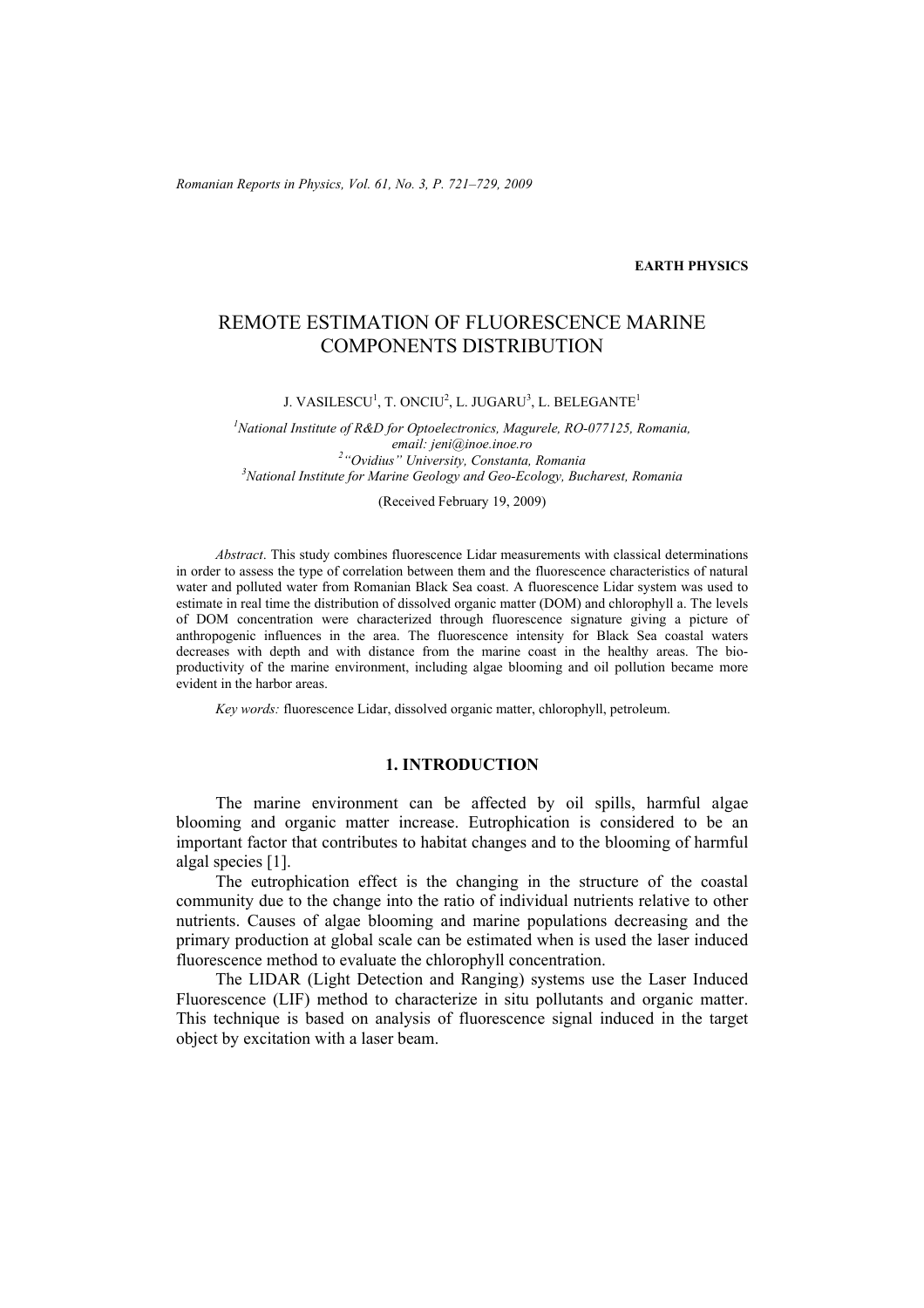EARTH PHYSICS

# REMOTE ESTIMATION OF FLUORESCENCE MARINE COMPONENTS DISTRIBUTION

J. VASILESCU[1], T. ONCIU[2], L. JUGARU[3], L. BELEGANTE[1]

[1]National Institute of R&D for Optoelectronics, Magurele, RO-077125, Romania, email: jeni@inoe.inoe.ro
[2]"Ovidius" University, Constanta, Romania
[3]National Institute for Marine Geology and Geo-Ecology, Bucharest, Romania

(Received February 19, 2009)

*Abstract*. This study combines fluorescence Lidar measurements with classical determinations in order to assess the type of correlation between them and the fluorescence characteristics of natural water and polluted water from Romanian Black Sea coast. A fluorescence Lidar system was used to estimate in real time the distribution of dissolved organic matter (DOM) and chlorophyll a. The levels of DOM concentration were characterized through fluorescence signature giving a picture of anthropogenic influences in the area. The fluorescence intensity for Black Sea coastal waters decreases with depth and with distance from the marine coast in the healthy areas. The bio-productivity of the marine environment, including algae blooming and oil pollution became more evident in the harbor areas.

*Key words:* fluorescence Lidar, dissolved organic matter, chlorophyll, petroleum.

## 1. INTRODUCTION

The marine environment can be affected by oil spills, harmful algae blooming and organic matter increase. Eutrophication is considered to be an important factor that contributes to habitat changes and to the blooming of harmful algal species [1].

The eutrophication effect is the changing in the structure of the coastal community due to the change into the ratio of individual nutrients relative to other nutrients. Causes of algae blooming and marine populations decreasing and the primary production at global scale can be estimated when is used the laser induced fluorescence method to evaluate the chlorophyll concentration.

The LIDAR (Light Detection and Ranging) systems use the Laser Induced Fluorescence (LIF) method to characterize in situ pollutants and organic matter. This technique is based on analysis of fluorescence signal induced in the target object by excitation with a laser beam.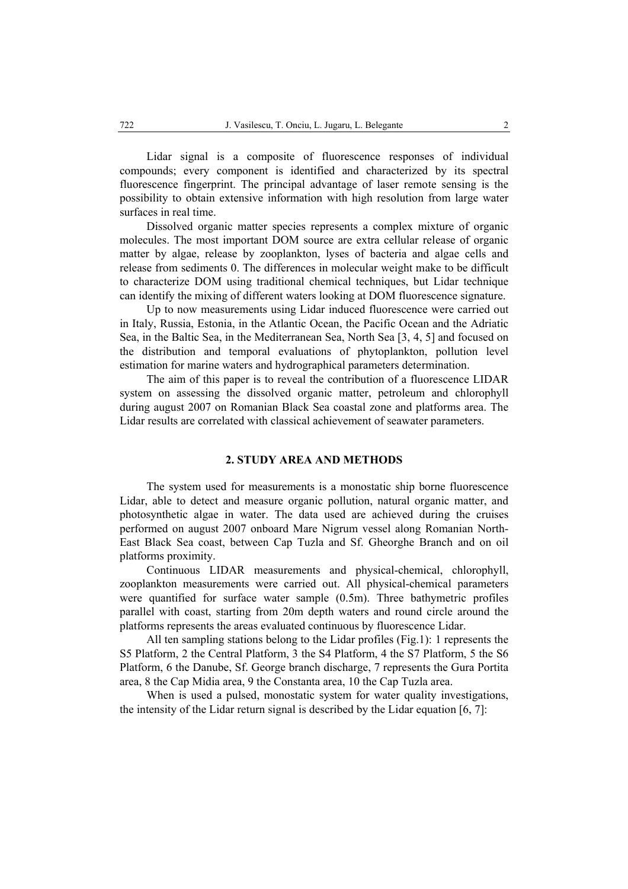Lidar signal is a composite of fluorescence responses of individual compounds; every component is identified and characterized by its spectral fluorescence fingerprint. The principal advantage of laser remote sensing is the possibility to obtain extensive information with high resolution from large water surfaces in real time.

Dissolved organic matter species represents a complex mixture of organic molecules. The most important DOM source are extra cellular release of organic matter by algae, release by zooplankton, lyses of bacteria and algae cells and release from sediments 0. The differences in molecular weight make to be difficult to characterize DOM using traditional chemical techniques, but Lidar technique can identify the mixing of different waters looking at DOM fluorescence signature.

Up to now measurements using Lidar induced fluorescence were carried out in Italy, Russia, Estonia, in the Atlantic Ocean, the Pacific Ocean and the Adriatic Sea, in the Baltic Sea, in the Mediterranean Sea, North Sea [3, 4, 5] and focused on the distribution and temporal evaluations of phytoplankton, pollution level estimation for marine waters and hydrographical parameters determination.

The aim of this paper is to reveal the contribution of a fluorescence LIDAR system on assessing the dissolved organic matter, petroleum and chlorophyll during august 2007 on Romanian Black Sea coastal zone and platforms area. The Lidar results are correlated with classical achievement of seawater parameters.

## 2. STUDY AREA AND METHODS

The system used for measurements is a monostatic ship borne fluorescence Lidar, able to detect and measure organic pollution, natural organic matter, and photosynthetic algae in water. The data used are achieved during the cruises performed on august 2007 onboard Mare Nigrum vessel along Romanian North-East Black Sea coast, between Cap Tuzla and Sf. Gheorghe Branch and on oil platforms proximity.

Continuous LIDAR measurements and physical-chemical, chlorophyll, zooplankton measurements were carried out. All physical-chemical parameters were quantified for surface water sample (0.5m). Three bathymetric profiles parallel with coast, starting from 20m depth waters and round circle around the platforms represents the areas evaluated continuous by fluorescence Lidar.

All ten sampling stations belong to the Lidar profiles (Fig.1): 1 represents the S5 Platform, 2 the Central Platform, 3 the S4 Platform, 4 the S7 Platform, 5 the S6 Platform, 6 the Danube, Sf. George branch discharge, 7 represents the Gura Portita area, 8 the Cap Midia area, 9 the Constanta area, 10 the Cap Tuzla area.

When is used a pulsed, monostatic system for water quality investigations, the intensity of the Lidar return signal is described by the Lidar equation [6, 7]: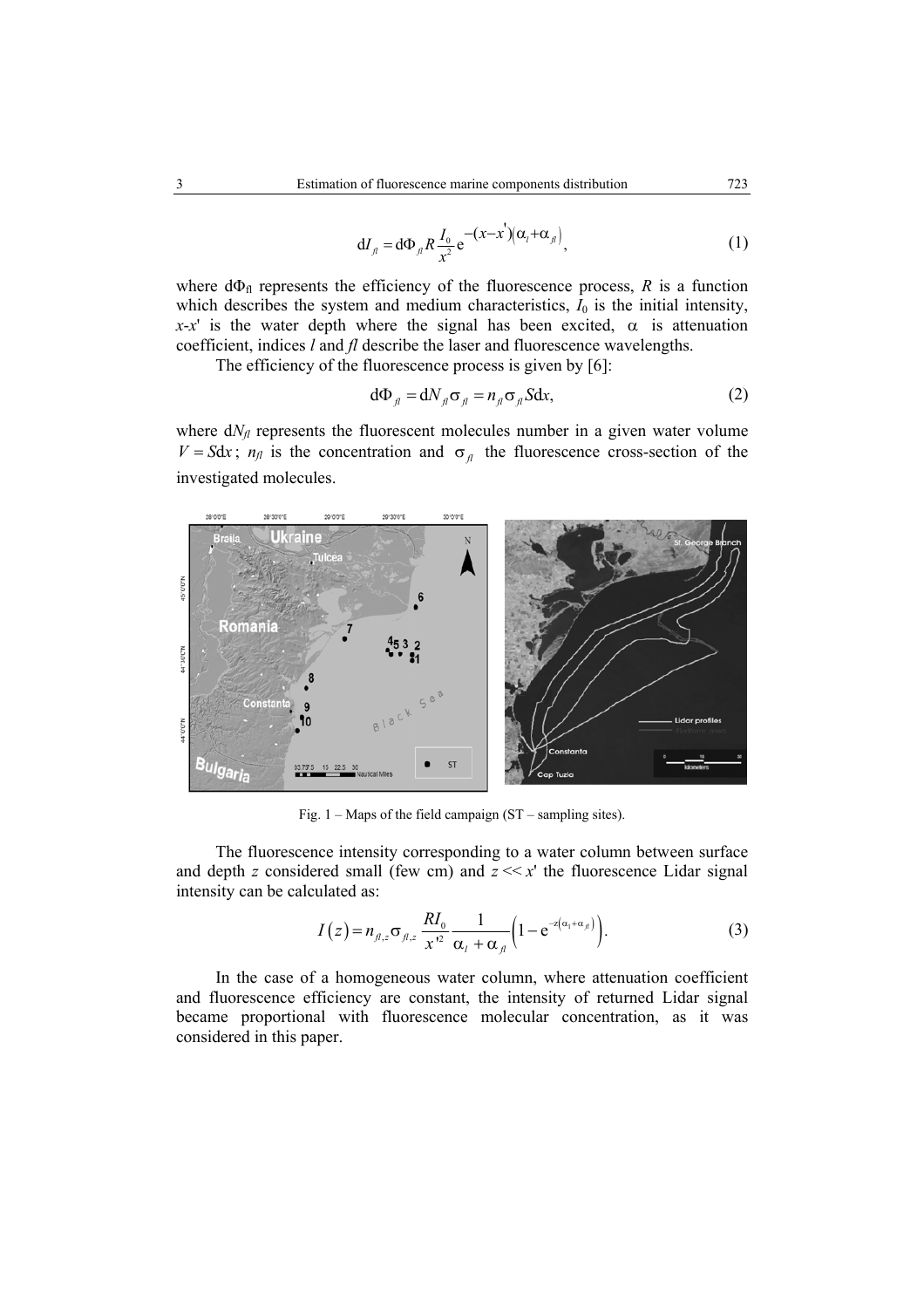$$\mathrm{d}I_{fl} = \mathrm{d}\Phi_{fl} R \frac{I_0}{x^2} \mathrm{e}^{-(x-x')(\alpha_l+\alpha_{fl})}, \tag{1}$$

where $\mathrm{d}\Phi_{\mathrm{fl}}$ represents the efficiency of the fluorescence process, $R$ is a function which describes the system and medium characteristics, $I_0$ is the initial intensity, $x$-$x'$ is the water depth where the signal has been excited, $\alpha$ is attenuation coefficient, indices $l$ and $fl$ describe the laser and fluorescence wavelengths.

The efficiency of the fluorescence process is given by [6]:

$$\mathrm{d}\Phi_{fl} = \mathrm{d}N_{fl}\sigma_{fl} = n_{fl}\sigma_{fl}S\mathrm{d}x, \tag{2}$$

where $\mathrm{d}N_{fl}$ represents the fluorescent molecules number in a given water volume $V = S\mathrm{d}x$; $n_{fl}$ is the concentration and $\sigma_{fl}$ the fluorescence cross-section of the investigated molecules.

Fig. 1 – Maps of the field campaign (ST – sampling sites).

The fluorescence intensity corresponding to a water column between surface and depth $z$ considered small (few cm) and $z << x'$ the fluorescence Lidar signal intensity can be calculated as:

$$I(z) = n_{fl,z}\sigma_{fl,z}\frac{RI_0}{x'^2}\frac{1}{\alpha_l + \alpha_{fl}}\left(1 - \mathrm{e}^{-z(\alpha_l+\alpha_{fl})}\right). \tag{3}$$

In the case of a homogeneous water column, where attenuation coefficient and fluorescence efficiency are constant, the intensity of returned Lidar signal became proportional with fluorescence molecular concentration, as it was considered in this paper.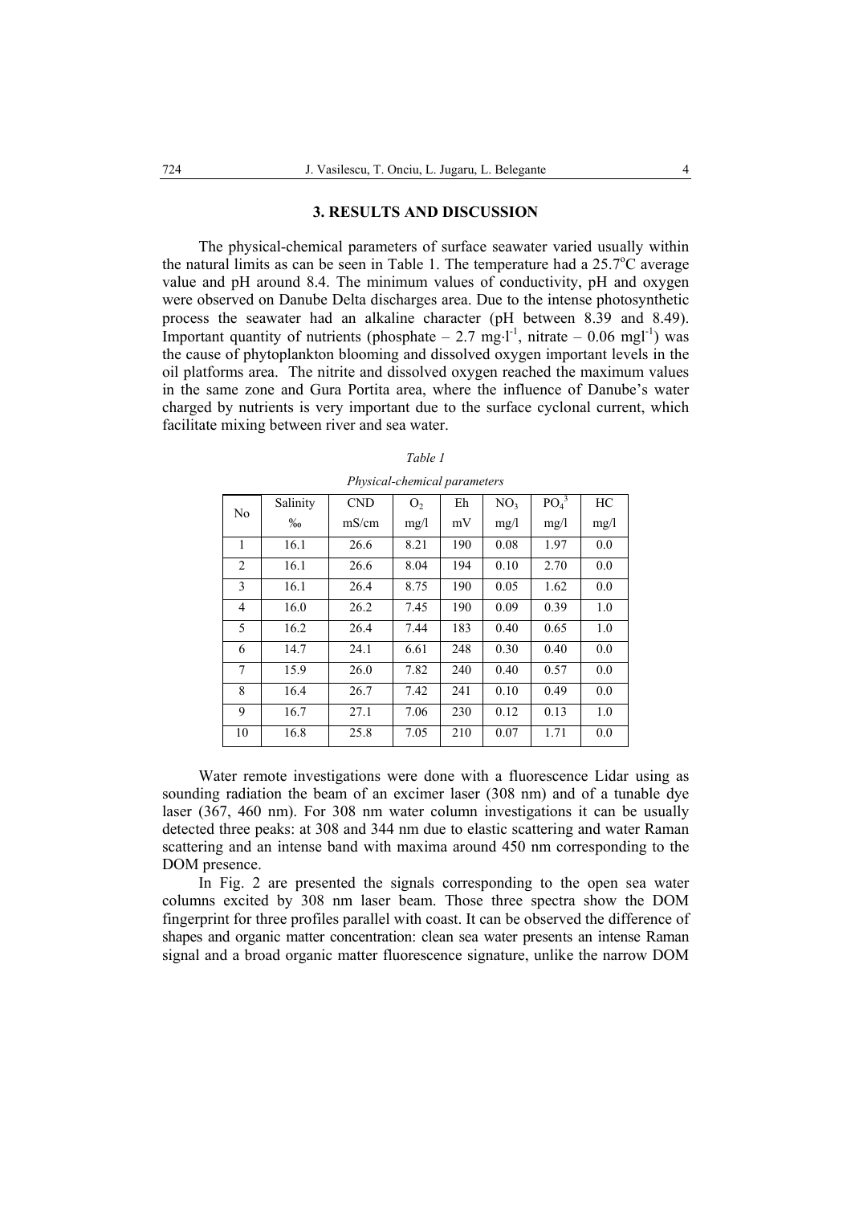## 3. RESULTS AND DISCUSSION

The physical-chemical parameters of surface seawater varied usually within the natural limits as can be seen in Table 1. The temperature had a 25.7°C average value and pH around 8.4. The minimum values of conductivity, pH and oxygen were observed on Danube Delta discharges area. Due to the intense photosynthetic process the seawater had an alkaline character (pH between 8.39 and 8.49). Important quantity of nutrients (phosphate – 2.7 mg·l$^{-1}$, nitrate – 0.06 mgl$^{-1}$) was the cause of phytoplankton blooming and dissolved oxygen important levels in the oil platforms area. The nitrite and dissolved oxygen reached the maximum values in the same zone and Gura Portita area, where the influence of Danube's water charged by nutrients is very important due to the surface cyclonal current, which facilitate mixing between river and sea water.

*Table 1*

*Physical-chemical parameters*

| No | Salinity ‰ | CND mS/cm | $O_2$ mg/l | Eh mV | $NO_3$ mg/l | $PO_4^{3}$ mg/l | HC mg/l |
|---|---|---|---|---|---|---|---|
| 1 | 16.1 | 26.6 | 8.21 | 190 | 0.08 | 1.97 | 0.0 |
| 2 | 16.1 | 26.6 | 8.04 | 194 | 0.10 | 2.70 | 0.0 |
| 3 | 16.1 | 26.4 | 8.75 | 190 | 0.05 | 1.62 | 0.0 |
| 4 | 16.0 | 26.2 | 7.45 | 190 | 0.09 | 0.39 | 1.0 |
| 5 | 16.2 | 26.4 | 7.44 | 183 | 0.40 | 0.65 | 1.0 |
| 6 | 14.7 | 24.1 | 6.61 | 248 | 0.30 | 0.40 | 0.0 |
| 7 | 15.9 | 26.0 | 7.82 | 240 | 0.40 | 0.57 | 0.0 |
| 8 | 16.4 | 26.7 | 7.42 | 241 | 0.10 | 0.49 | 0.0 |
| 9 | 16.7 | 27.1 | 7.06 | 230 | 0.12 | 0.13 | 1.0 |
| 10 | 16.8 | 25.8 | 7.05 | 210 | 0.07 | 1.71 | 0.0 |

Water remote investigations were done with a fluorescence Lidar using as sounding radiation the beam of an excimer laser (308 nm) and of a tunable dye laser (367, 460 nm). For 308 nm water column investigations it can be usually detected three peaks: at 308 and 344 nm due to elastic scattering and water Raman scattering and an intense band with maxima around 450 nm corresponding to the DOM presence.

In Fig. 2 are presented the signals corresponding to the open sea water columns excited by 308 nm laser beam. Those three spectra show the DOM fingerprint for three profiles parallel with coast. It can be observed the difference of shapes and organic matter concentration: clean sea water presents an intense Raman signal and a broad organic matter fluorescence signature, unlike the narrow DOM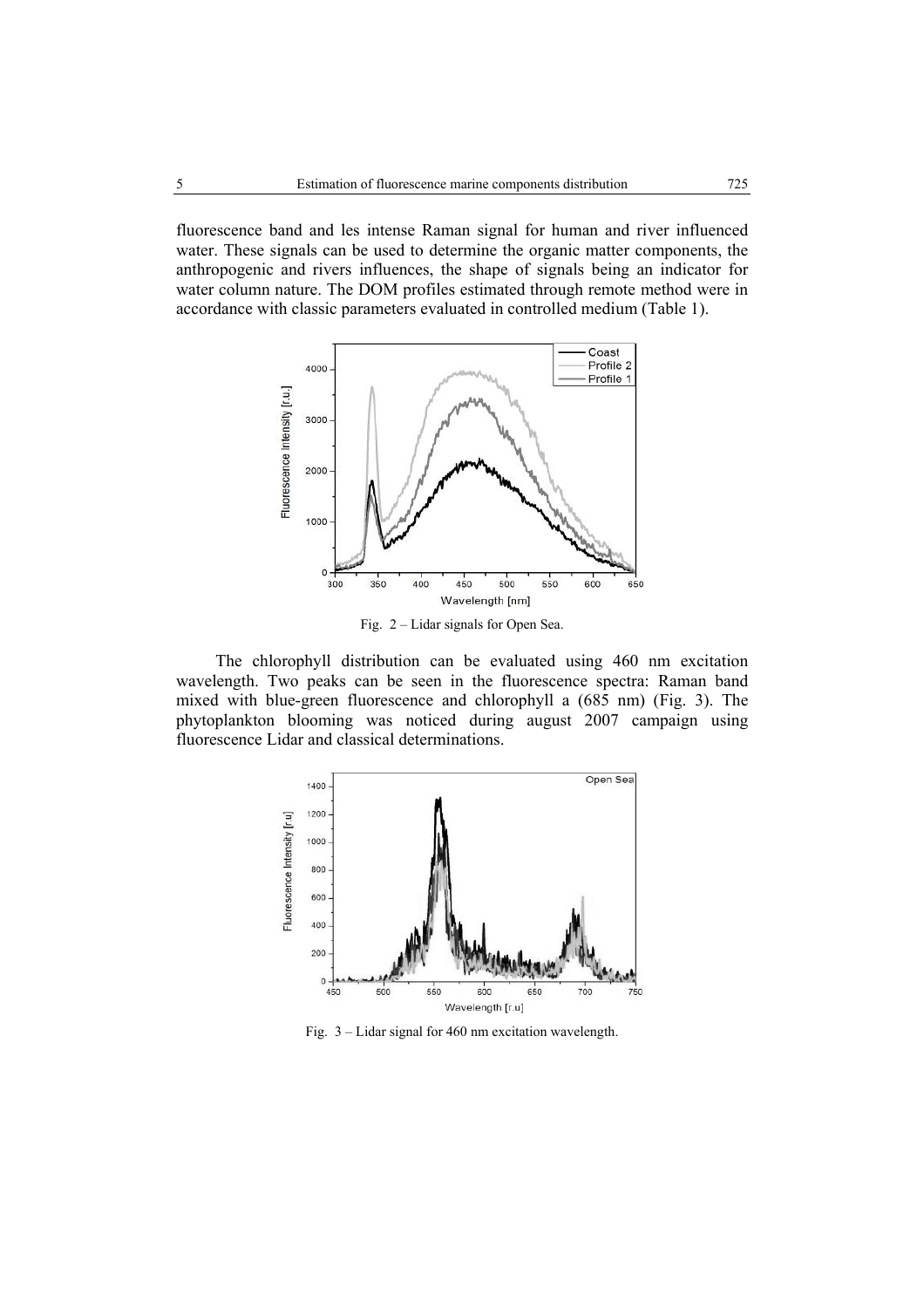fluorescence band and les intense Raman signal for human and river influenced water. These signals can be used to determine the organic matter components, the anthropogenic and rivers influences, the shape of signals being an indicator for water column nature. The DOM profiles estimated through remote method were in accordance with classic parameters evaluated in controlled medium (Table 1).

Fig. 2 – Lidar signals for Open Sea.

The chlorophyll distribution can be evaluated using 460 nm excitation wavelength. Two peaks can be seen in the fluorescence spectra: Raman band mixed with blue-green fluorescence and chlorophyll a (685 nm) (Fig. 3). The phytoplankton blooming was noticed during august 2007 campaign using fluorescence Lidar and classical determinations.

Fig. 3 – Lidar signal for 460 nm excitation wavelength.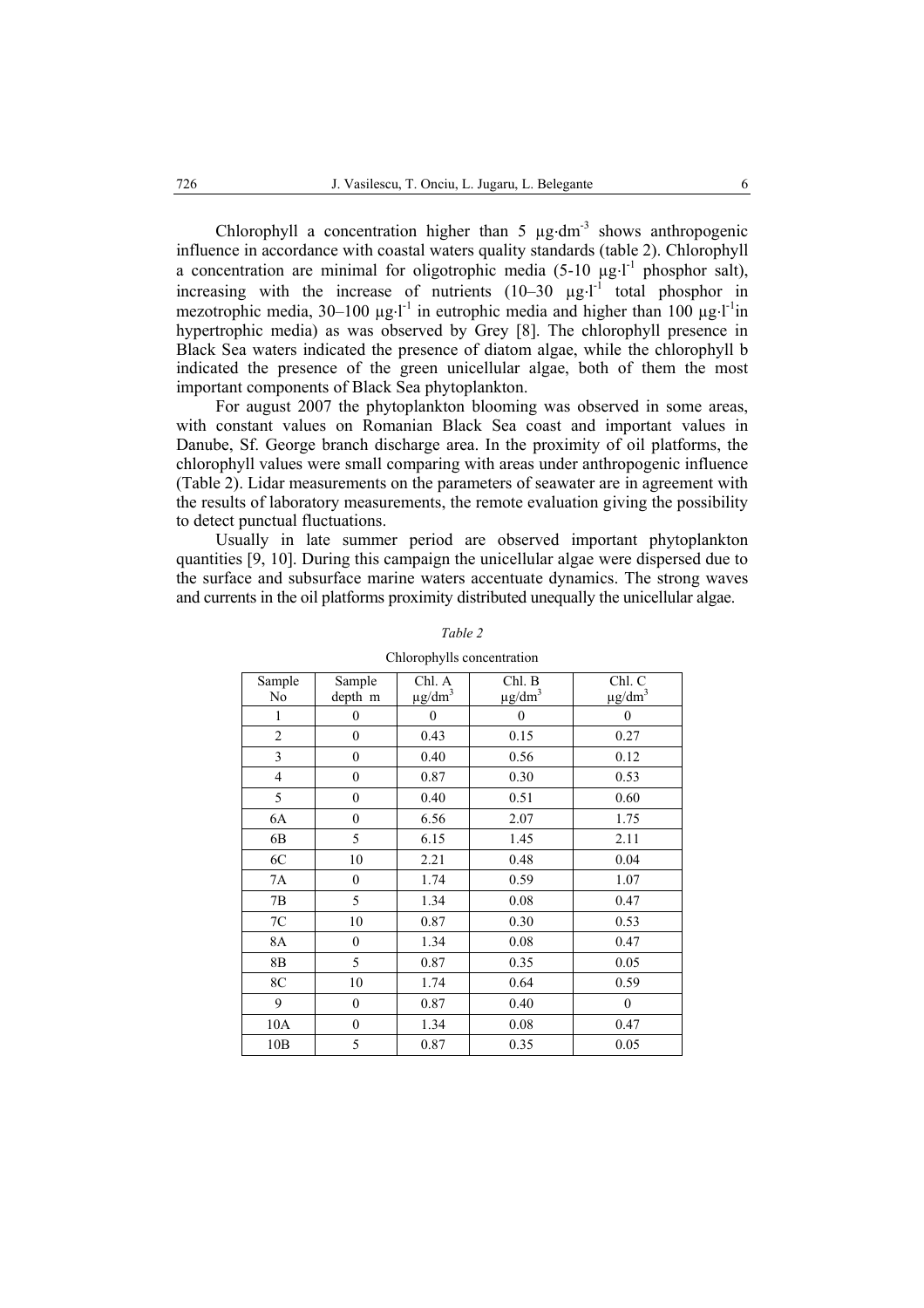Chlorophyll a concentration higher than 5 $\mu g \cdot dm^{-3}$ shows anthropogenic influence in accordance with coastal waters quality standards (table 2). Chlorophyll a concentration are minimal for oligotrophic media (5-10 $\mu g \cdot l^{-1}$ phosphor salt), increasing with the increase of nutrients (10–30 $\mu g \cdot l^{-1}$ total phosphor in mezotrophic media, 30–100 $\mu g \cdot l^{-1}$ in eutrophic media and higher than 100 $\mu g \cdot l^{-1}$in hypertrophic media) as was observed by Grey [8]. The chlorophyll presence in Black Sea waters indicated the presence of diatom algae, while the chlorophyll b indicated the presence of the green unicellular algae, both of them the most important components of Black Sea phytoplankton.

For august 2007 the phytoplankton blooming was observed in some areas, with constant values on Romanian Black Sea coast and important values in Danube, Sf. George branch discharge area. In the proximity of oil platforms, the chlorophyll values were small comparing with areas under anthropogenic influence (Table 2). Lidar measurements on the parameters of seawater are in agreement with the results of laboratory measurements, the remote evaluation giving the possibility to detect punctual fluctuations.

Usually in late summer period are observed important phytoplankton quantities [9, 10]. During this campaign the unicellular algae were dispersed due to the surface and subsurface marine waters accentuate dynamics. The strong waves and currents in the oil platforms proximity distributed unequally the unicellular algae.

*Table 2*

Chlorophylls concentration

| Sample No | Sample depth m | Chl. A $\mu g/dm^3$ | Chl. B $\mu g/dm^3$ | Chl. C $\mu g/dm^3$ |
|---|---|---|---|---|
| 1 | 0 | 0 | 0 | 0 |
| 2 | 0 | 0.43 | 0.15 | 0.27 |
| 3 | 0 | 0.40 | 0.56 | 0.12 |
| 4 | 0 | 0.87 | 0.30 | 0.53 |
| 5 | 0 | 0.40 | 0.51 | 0.60 |
| 6A | 0 | 6.56 | 2.07 | 1.75 |
| 6B | 5 | 6.15 | 1.45 | 2.11 |
| 6C | 10 | 2.21 | 0.48 | 0.04 |
| 7A | 0 | 1.74 | 0.59 | 1.07 |
| 7B | 5 | 1.34 | 0.08 | 0.47 |
| 7C | 10 | 0.87 | 0.30 | 0.53 |
| 8A | 0 | 1.34 | 0.08 | 0.47 |
| 8B | 5 | 0.87 | 0.35 | 0.05 |
| 8C | 10 | 1.74 | 0.64 | 0.59 |
| 9 | 0 | 0.87 | 0.40 | 0 |
| 10A | 0 | 1.34 | 0.08 | 0.47 |
| 10B | 5 | 0.87 | 0.35 | 0.05 |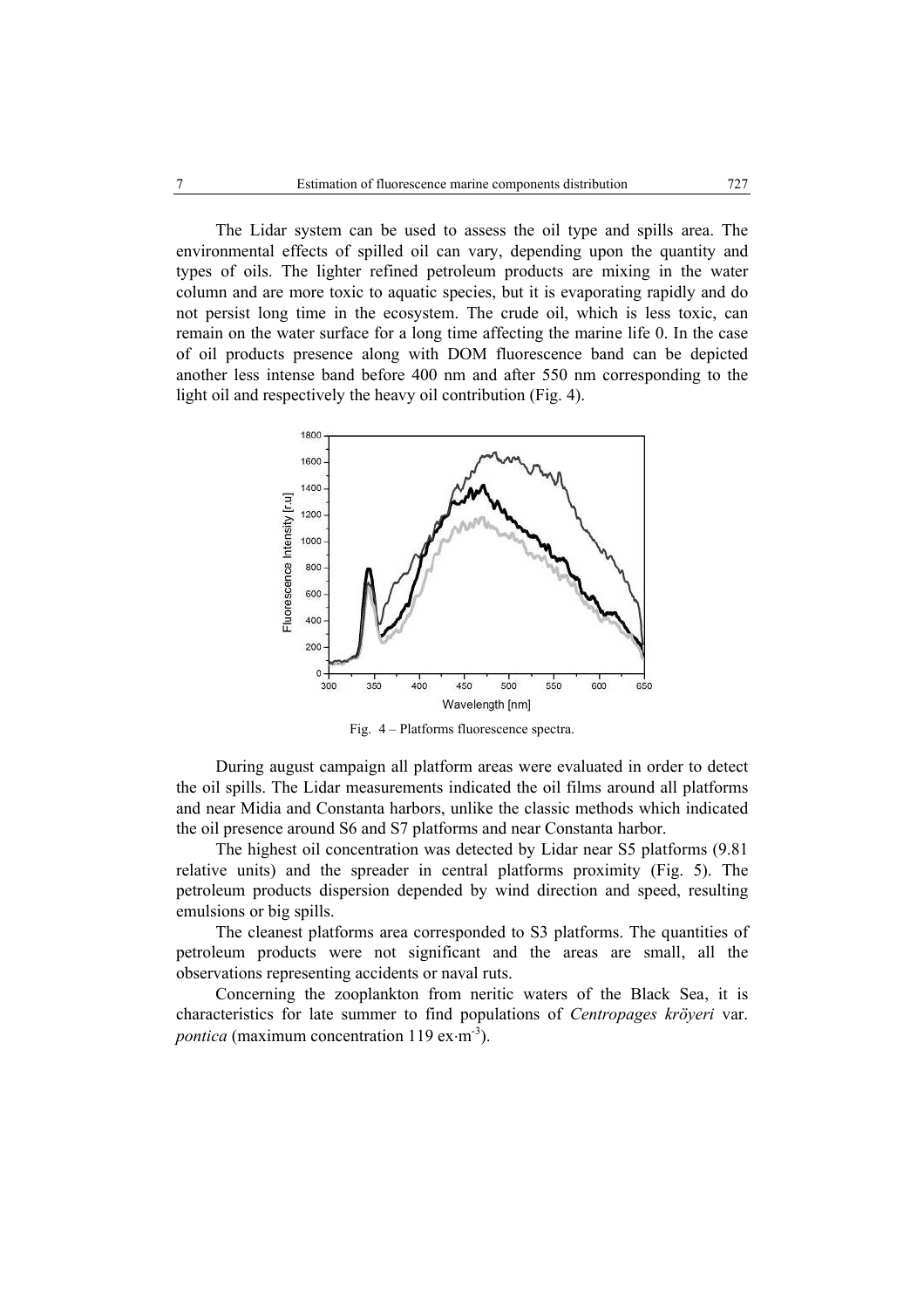The Lidar system can be used to assess the oil type and spills area. The environmental effects of spilled oil can vary, depending upon the quantity and types of oils. The lighter refined petroleum products are mixing in the water column and are more toxic to aquatic species, but it is evaporating rapidly and do not persist long time in the ecosystem. The crude oil, which is less toxic, can remain on the water surface for a long time affecting the marine life 0. In the case of oil products presence along with DOM fluorescence band can be depicted another less intense band before 400 nm and after 550 nm corresponding to the light oil and respectively the heavy oil contribution (Fig. 4).

Fig. 4 – Platforms fluorescence spectra.

During august campaign all platform areas were evaluated in order to detect the oil spills. The Lidar measurements indicated the oil films around all platforms and near Midia and Constanta harbors, unlike the classic methods which indicated the oil presence around S6 and S7 platforms and near Constanta harbor.

The highest oil concentration was detected by Lidar near S5 platforms (9.81 relative units) and the spreader in central platforms proximity (Fig. 5). The petroleum products dispersion depended by wind direction and speed, resulting emulsions or big spills.

The cleanest platforms area corresponded to S3 platforms. The quantities of petroleum products were not significant and the areas are small, all the observations representing accidents or naval ruts.

Concerning the zooplankton from neritic waters of the Black Sea, it is characteristics for late summer to find populations of *Centropages kröyeri* var. *pontica* (maximum concentration 119 ex·m$^{-3}$).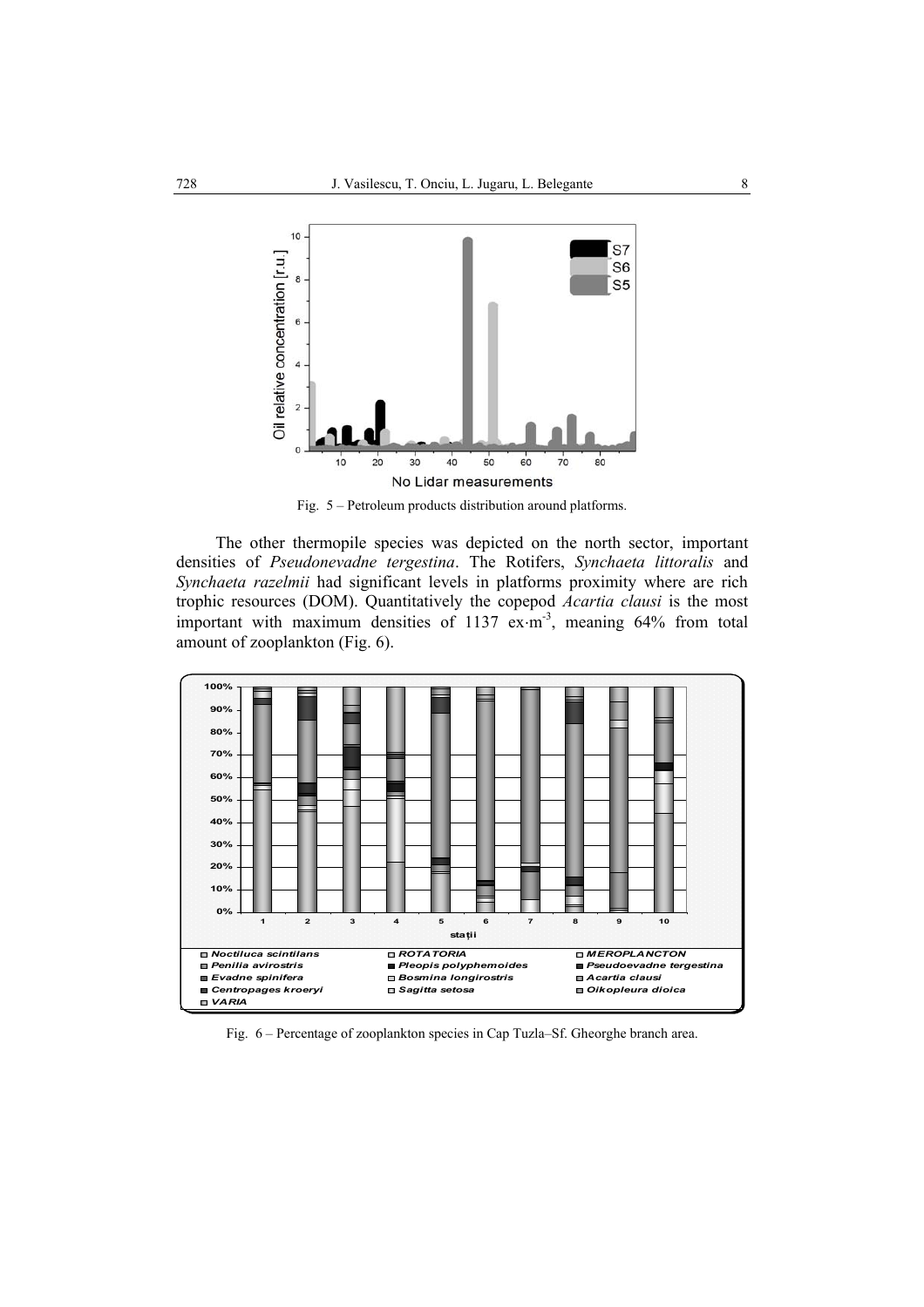Fig. 5 – Petroleum products distribution around platforms.

The other thermopile species was depicted on the north sector, important densities of *Pseudonevadne tergestina*. The Rotifers, *Synchaeta littoralis* and *Synchaeta razelmii* had significant levels in platforms proximity where are rich trophic resources (DOM). Quantitatively the copepod *Acartia clausi* is the most important with maximum densities of 1137 ex·m$^{-3}$, meaning 64% from total amount of zooplankton (Fig. 6).

Fig. 6 – Percentage of zooplankton species in Cap Tuzla–Sf. Gheorghe branch area.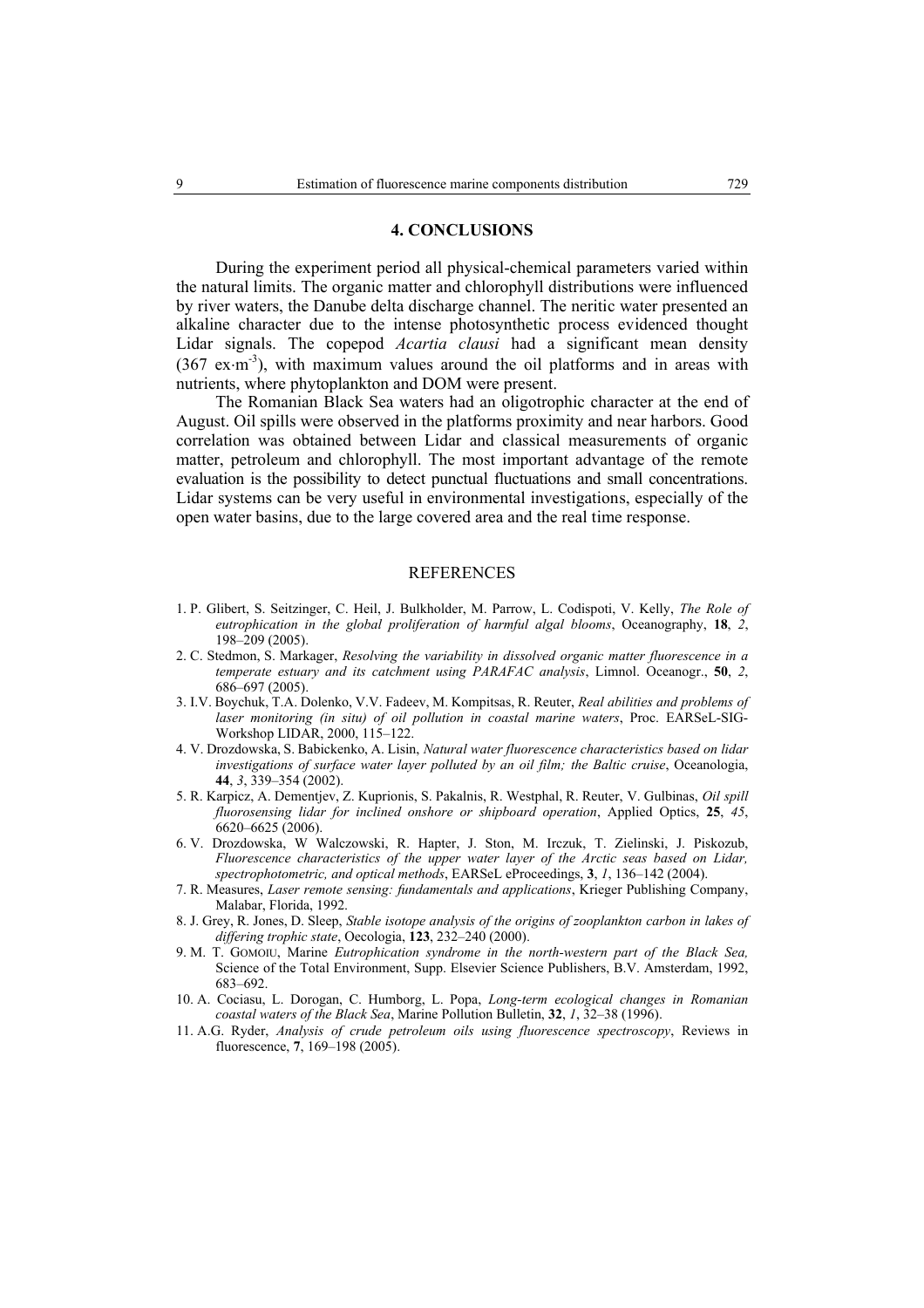## 4. CONCLUSIONS

During the experiment period all physical-chemical parameters varied within the natural limits. The organic matter and chlorophyll distributions were influenced by river waters, the Danube delta discharge channel. The neritic water presented an alkaline character due to the intense photosynthetic process evidenced thought Lidar signals. The copepod *Acartia clausi* had a significant mean density (367 ex·m$^{-3}$), with maximum values around the oil platforms and in areas with nutrients, where phytoplankton and DOM were present.

The Romanian Black Sea waters had an oligotrophic character at the end of August. Oil spills were observed in the platforms proximity and near harbors. Good correlation was obtained between Lidar and classical measurements of organic matter, petroleum and chlorophyll. The most important advantage of the remote evaluation is the possibility to detect punctual fluctuations and small concentrations. Lidar systems can be very useful in environmental investigations, especially of the open water basins, due to the large covered area and the real time response.

## REFERENCES

1. P. Glibert, S. Seitzinger, C. Heil, J. Bulkholder, M. Parrow, L. Codispoti, V. Kelly, *The Role of eutrophication in the global proliferation of harmful algal blooms*, Oceanography, **18**, *2*, 198–209 (2005).
2. C. Stedmon, S. Markager, *Resolving the variability in dissolved organic matter fluorescence in a temperate estuary and its catchment using PARAFAC analysis*, Limnol. Oceanogr., **50**, *2*, 686–697 (2005).
3. I.V. Boychuk, T.A. Dolenko, V.V. Fadeev, M. Kompitsas, R. Reuter, *Real abilities and problems of laser monitoring (in situ) of oil pollution in coastal marine waters*, Proc. EARSeL-SIG-Workshop LIDAR, 2000, 115–122.
4. V. Drozdowska, S. Babickenko, A. Lisin, *Natural water fluorescence characteristics based on lidar investigations of surface water layer polluted by an oil film; the Baltic cruise*, Oceanologia, **44**, *3*, 339–354 (2002).
5. R. Karpicz, A. Dementjev, Z. Kuprionis, S. Pakalnis, R. Westphal, R. Reuter, V. Gulbinas, *Oil spill fluorosensing lidar for inclined onshore or shipboard operation*, Applied Optics, **25**, *45*, 6620–6625 (2006).
6. V. Drozdowska, W Walczowski, R. Hapter, J. Ston, M. Irczuk, T. Zielinski, J. Piskozub, *Fluorescence characteristics of the upper water layer of the Arctic seas based on Lidar, spectrophotometric, and optical methods*, EARSeL eProceedings, **3**, *1*, 136–142 (2004).
7. R. Measures, *Laser remote sensing: fundamentals and applications*, Krieger Publishing Company, Malabar, Florida, 1992.
8. J. Grey, R. Jones, D. Sleep, *Stable isotope analysis of the origins of zooplankton carbon in lakes of differing trophic state*, Oecologia, **123**, 232–240 (2000).
9. M. T. Gomoiu, Marine *Eutrophication syndrome in the north-western part of the Black Sea,* Science of the Total Environment, Supp. Elsevier Science Publishers, B.V. Amsterdam, 1992, 683–692.
10. A. Cociasu, L. Dorogan, C. Humborg, L. Popa, *Long-term ecological changes in Romanian coastal waters of the Black Sea*, Marine Pollution Bulletin, **32**, *1*, 32–38 (1996).
11. A.G. Ryder, *Analysis of crude petroleum oils using fluorescence spectroscopy*, Reviews in fluorescence, **7**, 169–198 (2005).